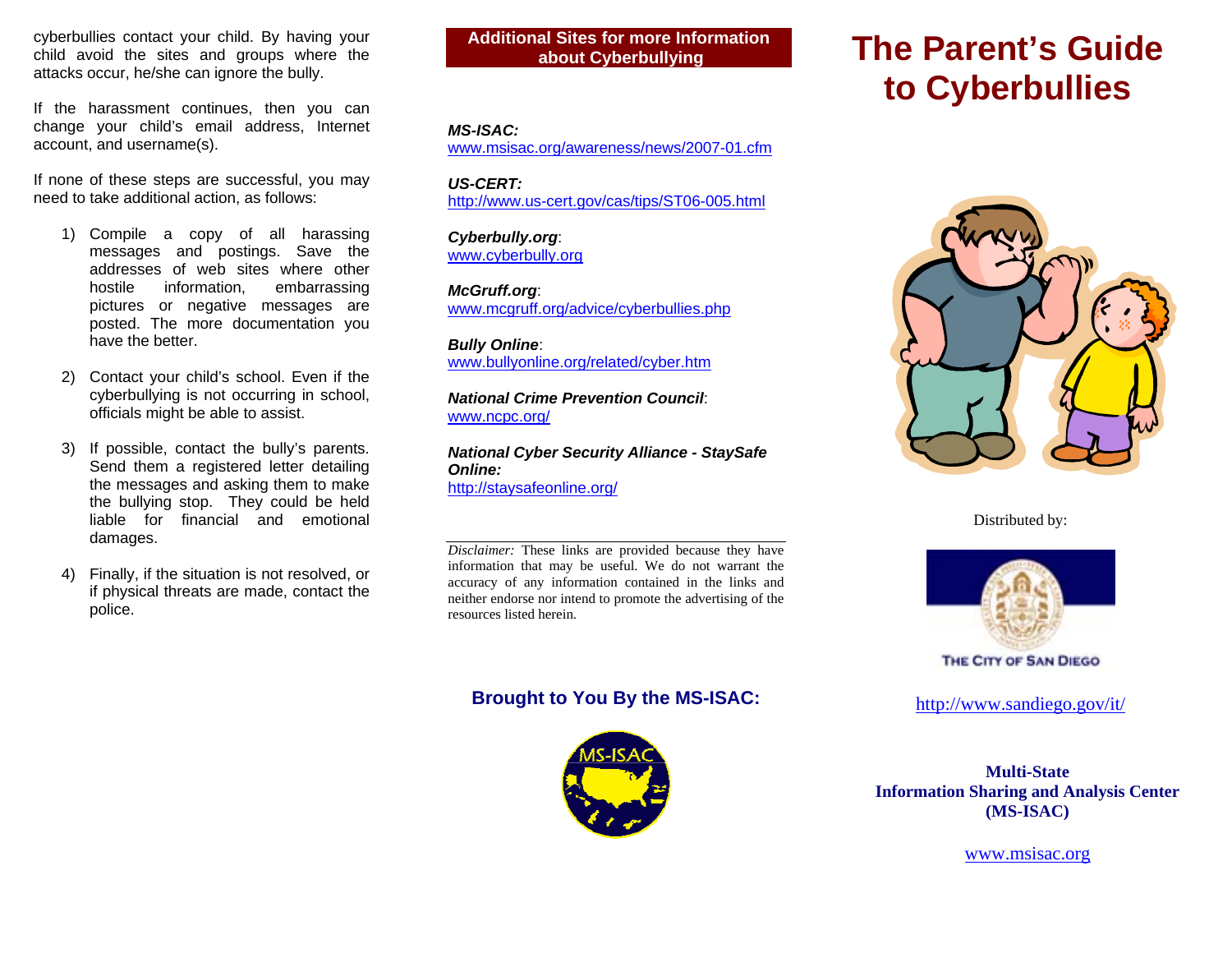cyberbullies contact your child. By having your child avoid the sites and groups where the attacks occur, he/she can ignore the bully.

If the harassment continues, then you can change your child's email address, Internet account, and username(s).

If none of these steps are successful, you may need to take additional action, as follows:

1) Compile a copy of all harassing messages and postings. Save the addresses of web sites where other hostile information, embarrassing pictures or negative messages are posted. The more documentation you have the better.

2) Contact your child's school. Even if the cyberbullying is not occurring in school, officials might be able to assist.

3) If possible, contact the bully's parents. Send them a registered letter detailing the messages and asking them to make the bullying stop. They could be held liable for financial and emotional damages.

4) Finally, if the situation is not resolved, or if physical threats are made, contact the police.

## Additional Sites for more Information about Cyberbullying

***MS-ISAC:***
www.msisac.org/awareness/news/2007-01.cfm

***US-CERT:***
http://www.us-cert.gov/cas/tips/ST06-005.html

***Cyberbully.org***:
www.cyberbully.org

***McGruff.org***:
www.mcgruff.org/advice/cyberbullies.php

***Bully Online***:
www.bullyonline.org/related/cyber.htm

***National Crime Prevention Council***:
www.ncpc.org/

***National Cyber Security Alliance - StaySafe Online:***
http://staysafeonline.org/

---

*Disclaimer:* These links are provided because they have information that may be useful. We do not warrant the accuracy of any information contained in the links and neither endorse nor intend to promote the advertising of the resources listed herein.

### Brought to You By the MS-ISAC:

# The Parent's Guide to Cyberbullies

Distributed by:

THE CITY OF SAN DIEGO

http://www.sandiego.gov/it/

**Multi-State Information Sharing and Analysis Center (MS-ISAC)**

www.msisac.org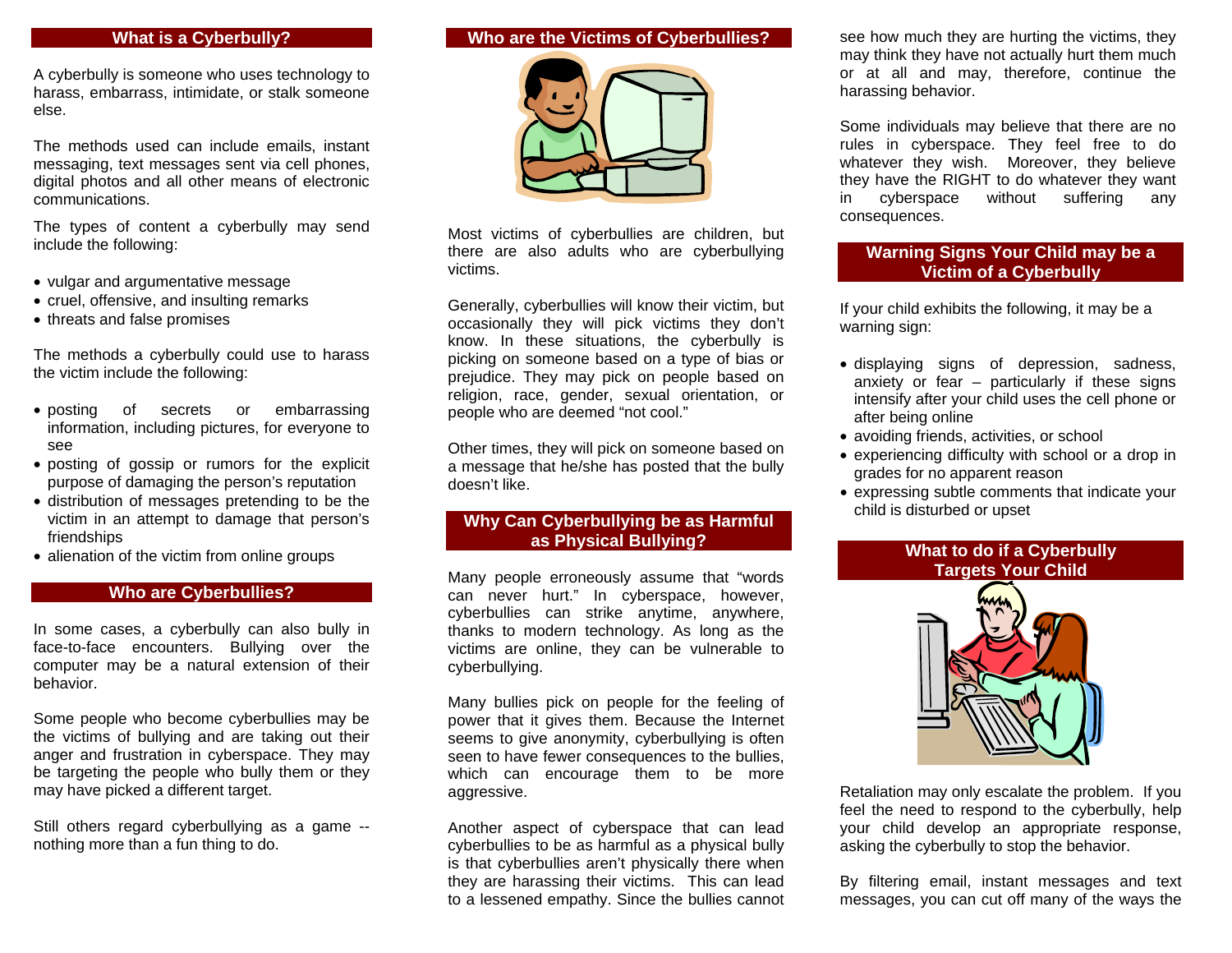## What is a Cyberbully?

A cyberbully is someone who uses technology to harass, embarrass, intimidate, or stalk someone else.

The methods used can include emails, instant messaging, text messages sent via cell phones, digital photos and all other means of electronic communications.

The types of content a cyberbully may send include the following:

- vulgar and argumentative message
- cruel, offensive, and insulting remarks
- threats and false promises

The methods a cyberbully could use to harass the victim include the following:

- posting of secrets or embarrassing information, including pictures, for everyone to see
- posting of gossip or rumors for the explicit purpose of damaging the person's reputation
- distribution of messages pretending to be the victim in an attempt to damage that person's friendships
- alienation of the victim from online groups

## Who are Cyberbullies?

In some cases, a cyberbully can also bully in face-to-face encounters. Bullying over the computer may be a natural extension of their behavior.

Some people who become cyberbullies may be the victims of bullying and are taking out their anger and frustration in cyberspace. They may be targeting the people who bully them or they may have picked a different target.

Still others regard cyberbullying as a game -- nothing more than a fun thing to do.

## Who are the Victims of Cyberbullies?

Most victims of cyberbullies are children, but there are also adults who are cyberbullying victims.

Generally, cyberbullies will know their victim, but occasionally they will pick victims they don't know. In these situations, the cyberbully is picking on someone based on a type of bias or prejudice. They may pick on people based on religion, race, gender, sexual orientation, or people who are deemed "not cool."

Other times, they will pick on someone based on a message that he/she has posted that the bully doesn't like.

## Why Can Cyberbullying be as Harmful as Physical Bullying?

Many people erroneously assume that "words can never hurt." In cyberspace, however, cyberbullies can strike anytime, anywhere, thanks to modern technology. As long as the victims are online, they can be vulnerable to cyberbullying.

Many bullies pick on people for the feeling of power that it gives them. Because the Internet seems to give anonymity, cyberbullying is often seen to have fewer consequences to the bullies, which can encourage them to be more aggressive.

Another aspect of cyberspace that can lead cyberbullies to be as harmful as a physical bully is that cyberbullies aren't physically there when they are harassing their victims. This can lead to a lessened empathy. Since the bullies cannot see how much they are hurting the victims, they may think they have not actually hurt them much or at all and may, therefore, continue the harassing behavior.

Some individuals may believe that there are no rules in cyberspace. They feel free to do whatever they wish. Moreover, they believe they have the RIGHT to do whatever they want in cyberspace without suffering any consequences.

## Warning Signs Your Child may be a Victim of a Cyberbully

If your child exhibits the following, it may be a warning sign:

- displaying signs of depression, sadness, anxiety or fear – particularly if these signs intensify after your child uses the cell phone or after being online
- avoiding friends, activities, or school
- experiencing difficulty with school or a drop in grades for no apparent reason
- expressing subtle comments that indicate your child is disturbed or upset

## What to do if a Cyberbully Targets Your Child

Retaliation may only escalate the problem. If you feel the need to respond to the cyberbully, help your child develop an appropriate response, asking the cyberbully to stop the behavior.

By filtering email, instant messages and text messages, you can cut off many of the ways the